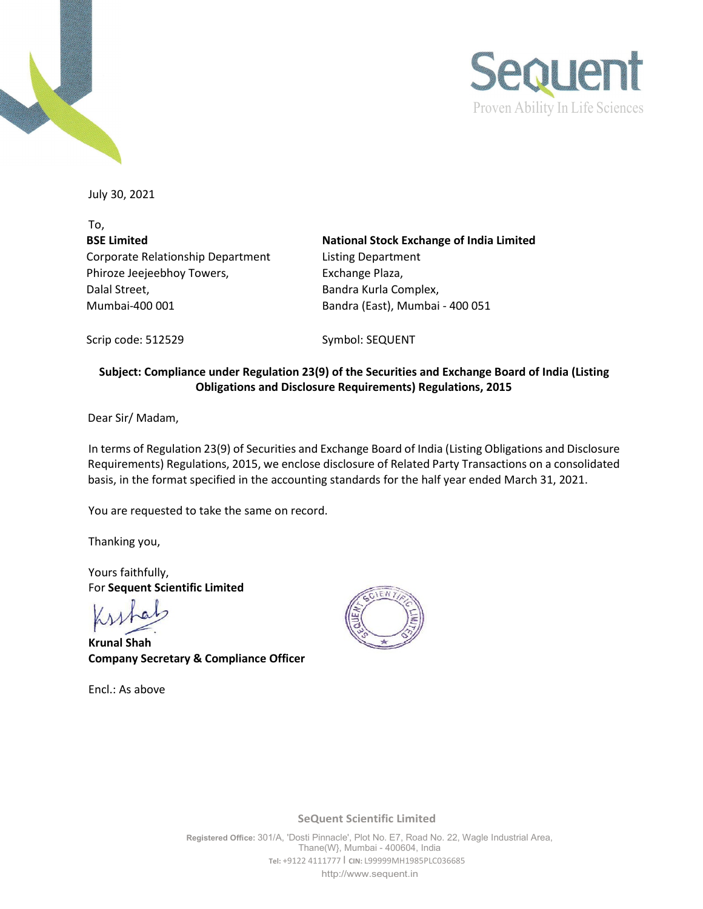Sequent
Proven Ability In Life Sciences

July 30, 2021

To,

| **BSE Limited** | **National Stock Exchange of India Limited** |
|---|---|
| Corporate Relationship Department | Listing Department |
| Phiroze Jeejeebhoy Towers, | Exchange Plaza, |
| Dalal Street, | Bandra Kurla Complex, |
| Mumbai-400 001 | Bandra (East), Mumbai - 400 051 |
| Scrip code: 512529 | Symbol: SEQUENT |

**Subject: Compliance under Regulation 23(9) of the Securities and Exchange Board of India (Listing Obligations and Disclosure Requirements) Regulations, 2015**

Dear Sir/ Madam,

In terms of Regulation 23(9) of Securities and Exchange Board of India (Listing Obligations and Disclosure Requirements) Regulations, 2015, we enclose disclosure of Related Party Transactions on a consolidated basis, in the format specified in the accounting standards for the half year ended March 31, 2021.

You are requested to take the same on record.

Thanking you,

Yours faithfully,
For **Sequent Scientific Limited**

**Krunal Shah**
**Company Secretary & Compliance Officer**

Encl.: As above

SeQuent Scientific Limited

Registered Office: 301/A, 'Dosti Pinnacle', Plot No. E7, Road No. 22, Wagle Industrial Area, Thane(W}, Mumbai - 400604, India
Tel: +9122 4111777 | CIN: L99999MH1985PLC036685
http://www.sequent.in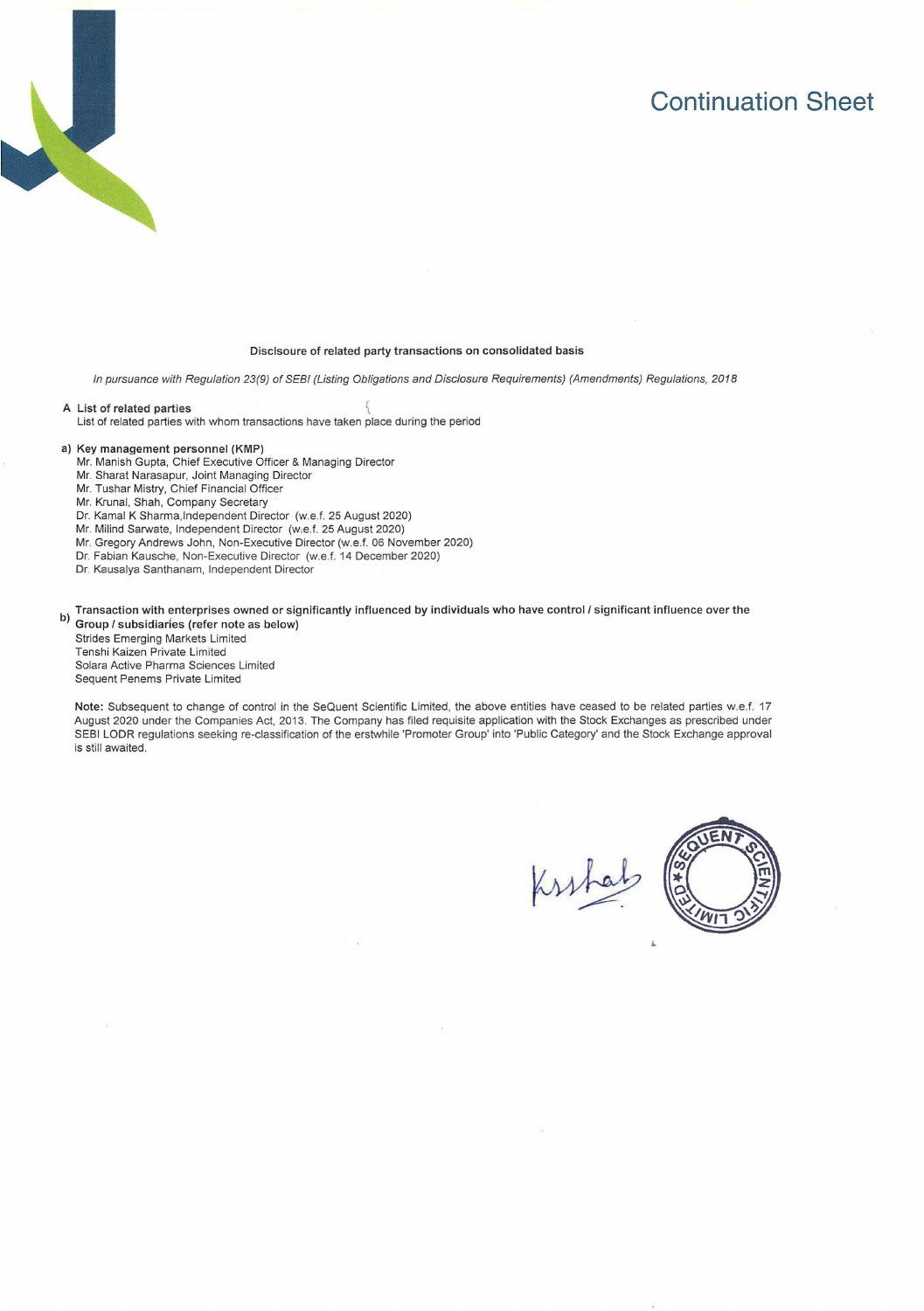# Continuation Sheet

**Disclsoure of related party transactions on consolidated basis**

*In pursuance with Regulation 23(9) of SEBI (Listing Obligations and Disclosure Requirements) (Amendments) Regulations, 2018*

**A List of related parties**

List of related parties with whom transactions have taken place during the period

**a) Key management personnel (KMP)**

Mr. Manish Gupta, Chief Executive Officer & Managing Director
Mr. Sharat Narasapur, Joint Managing Director
Mr. Tushar Mistry, Chief Financial Officer
Mr. Krunal, Shah, Company Secretary
Dr. Kamal K Sharma,Independent Director (w.e.f. 25 August 2020)
Mr. Milind Sarwate, Independent Director (w.e.f. 25 August 2020)
Mr. Gregory Andrews John, Non-Executive Director (w.e.f. 06 November 2020)
Dr. Fabian Kausche, Non-Executive Director (w.e.f. 14 December 2020)
Dr. Kausalya Santhanam, Independent Director

**b) Transaction with enterprises owned or significantly influenced by individuals who have control / significant influence over the Group / subsidiaries (refer note as below)**

Strides Emerging Markets Limited
Tenshi Kaizen Private Limited
Solara Active Pharma Sciences Limited
Sequent Penems Private Limited

**Note:** Subsequent to change of control in the SeQuent Scientific Limited, the above entities have ceased to be related parties w.e.f. 17 August 2020 under the Companies Act, 2013. The Company has filed requisite application with the Stock Exchanges as prescribed under SEBI LODR regulations seeking re-classification of the erstwhile 'Promoter Group' into 'Public Category' and the Stock Exchange approval is still awaited.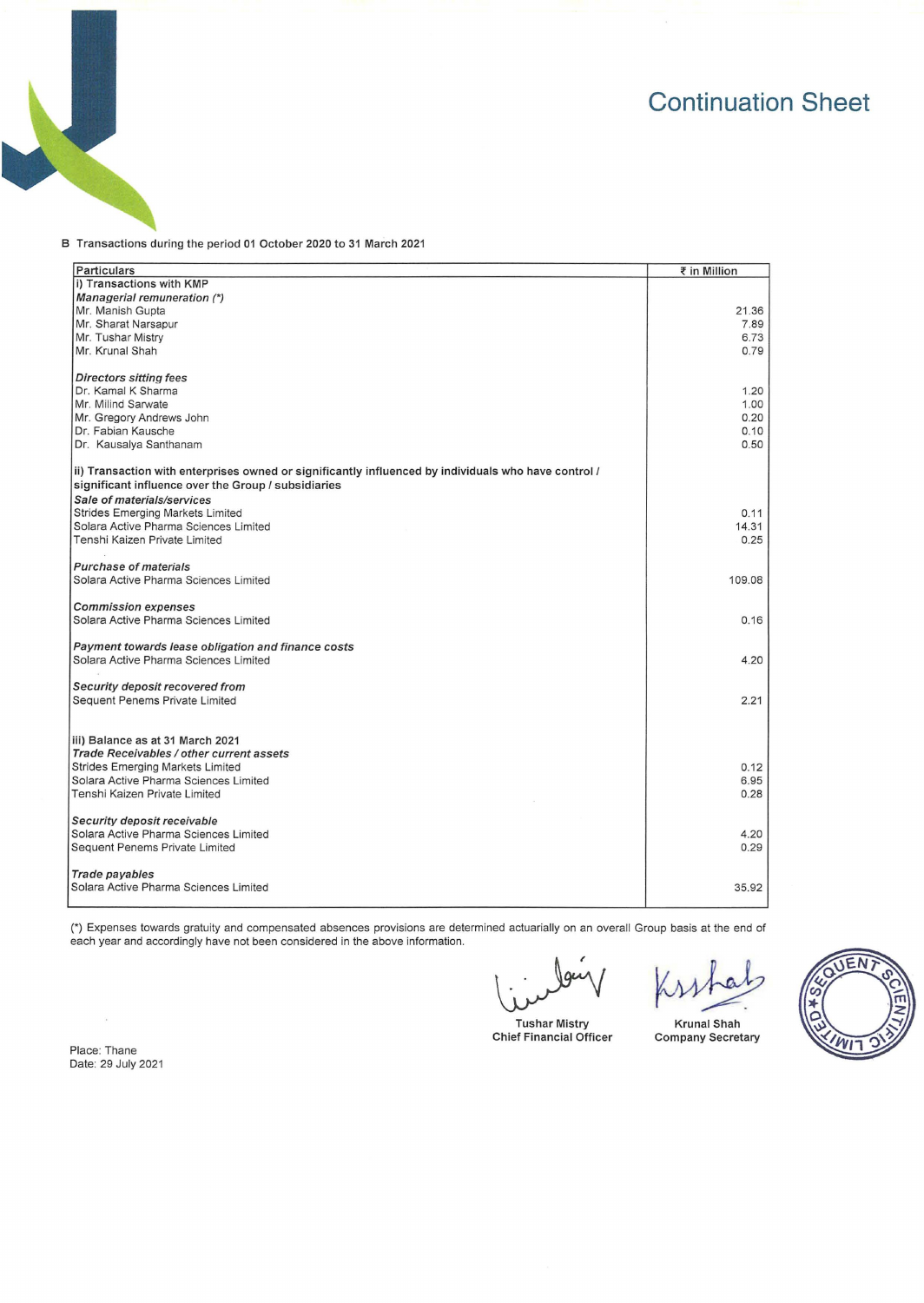Continuation Sheet

**B** Transactions during the period 01 October 2020 to 31 March 2021

| Particulars | ₹ in Million |
|---|---|
| i) Transactions with KMP | |
| ***Managerial remuneration (\*)*** | |
| Mr. Manish Gupta | 21.36 |
| Mr. Sharat Narsapur | 7.89 |
| Mr. Tushar Mistry | 6.73 |
| Mr. Krunal Shah | 0.79 |
| | |
| ***Directors sitting fees*** | |
| Dr. Kamal K Sharma | 1.20 |
| Mr. Milind Sarwate | 1.00 |
| Mr. Gregory Andrews John | 0.20 |
| Dr. Fabian Kausche | 0.10 |
| Dr. Kausalya Santhanam | 0.50 |
| | |
| **ii) Transaction with enterprises owned or significantly influenced by individuals who have control / significant influence over the Group / subsidiaries** | |
| ***Sale of materials/services*** | |
| Strides Emerging Markets Limited | 0.11 |
| Solara Active Pharma Sciences Limited | 14.31 |
| Tenshi Kaizen Private Limited | 0.25 |
| | |
| ***Purchase of materials*** | |
| Solara Active Pharma Sciences Limited | 109.08 |
| | |
| ***Commission expenses*** | |
| Solara Active Pharma Sciences Limited | 0.16 |
| | |
| ***Payment towards lease obligation and finance costs*** | |
| Solara Active Pharma Sciences Limited | 4.20 |
| | |
| ***Security deposit recovered from*** | |
| Sequent Penems Private Limited | 2.21 |
| | |
| **iii) Balance as at 31 March 2021** | |
| ***Trade Receivables / other current assets*** | |
| Strides Emerging Markets Limited | 0.12 |
| Solara Active Pharma Sciences Limited | 6.95 |
| Tenshi Kaizen Private Limited | 0.28 |
| | |
| ***Security deposit receivable*** | |
| Solara Active Pharma Sciences Limited | 4.20 |
| Sequent Penems Private Limited | 0.29 |
| | |
| ***Trade payables*** | |
| Solara Active Pharma Sciences Limited | 35.92 |

(\*) Expenses towards gratuity and compensated absences provisions are determined actuarially on an overall Group basis at the end of each year and accordingly have not been considered in the above information.

**Tushar Mistry**
**Chief Financial Officer**

**Krunal Shah**
**Company Secretary**

Place: Thane
Date: 29 July 2021